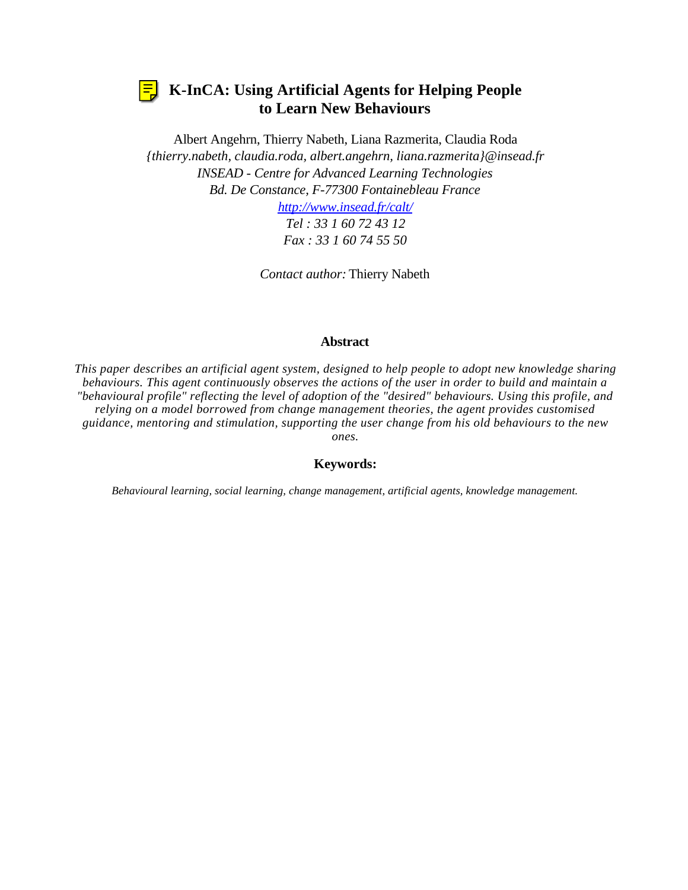# K-InCA: Using Artificial Agents for Helping People to Learn New Behaviours

Albert Angehrn, Thierry Nabeth, Liana Razmerita, Claudia Roda

*{thierry.nabeth, claudia.roda, albert.angehrn, liana.razmerita}@insead.fr*

*INSEAD - Centre for Advanced Learning Technologies*

*Bd. De Constance, F-77300 Fontainebleau France*

*http://www.insead.fr/calt/*

*Tel : 33 1 60 72 43 12*

*Fax : 33 1 60 74 55 50*

*Contact author:* Thierry Nabeth

## Abstract

*This paper describes an artificial agent system, designed to help people to adopt new knowledge sharing behaviours. This agent continuously observes the actions of the user in order to build and maintain a "behavioural profile" reflecting the level of adoption of the "desired" behaviours. Using this profile, and relying on a model borrowed from change management theories, the agent provides customised guidance, mentoring and stimulation, supporting the user change from his old behaviours to the new ones.*

## Keywords:

*Behavioural learning, social learning, change management, artificial agents, knowledge management.*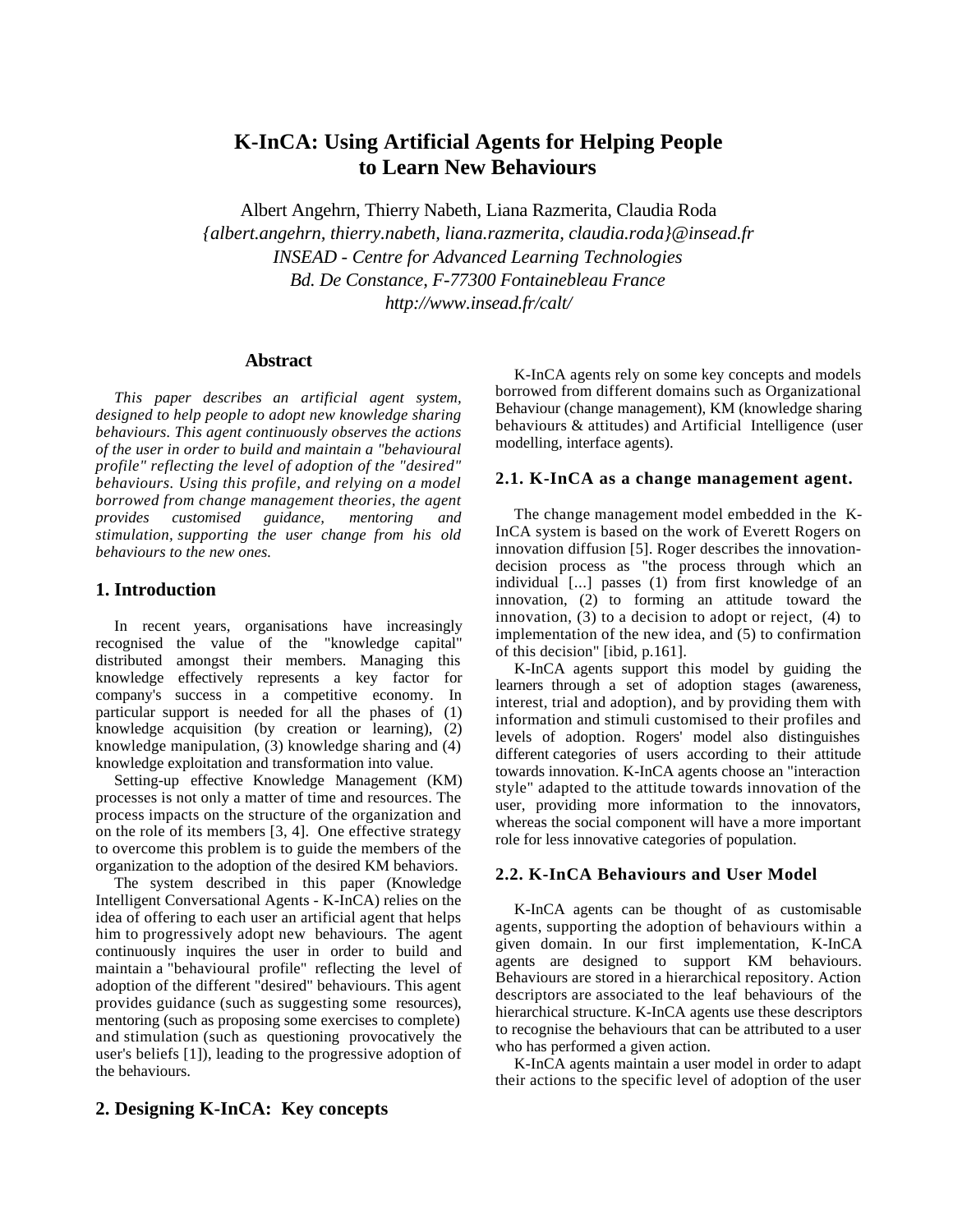# K-InCA: Using Artificial Agents for Helping People to Learn New Behaviours

Albert Angehrn, Thierry Nabeth, Liana Razmerita, Claudia Roda
*{albert.angehrn, thierry.nabeth, liana.razmerita, claudia.roda}@insead.fr*
*INSEAD - Centre for Advanced Learning Technologies*
*Bd. De Constance, F-77300 Fontainebleau France*
*http://www.insead.fr/calt/*

## Abstract

*This paper describes an artificial agent system, designed to help people to adopt new knowledge sharing behaviours. This agent continuously observes the actions of the user in order to build and maintain a "behavioural profile" reflecting the level of adoption of the "desired" behaviours. Using this profile, and relying on a model borrowed from change management theories, the agent provides customised guidance, mentoring and stimulation, supporting the user change from his old behaviours to the new ones.*

## 1. Introduction

In recent years, organisations have increasingly recognised the value of the "knowledge capital" distributed amongst their members. Managing this knowledge effectively represents a key factor for company's success in a competitive economy. In particular support is needed for all the phases of (1) knowledge acquisition (by creation or learning), (2) knowledge manipulation, (3) knowledge sharing and (4) knowledge exploitation and transformation into value.

Setting-up effective Knowledge Management (KM) processes is not only a matter of time and resources. The process impacts on the structure of the organization and on the role of its members [3, 4]. One effective strategy to overcome this problem is to guide the members of the organization to the adoption of the desired KM behaviors.

The system described in this paper (Knowledge Intelligent Conversational Agents - K-InCA) relies on the idea of offering to each user an artificial agent that helps him to progressively adopt new behaviours. The agent continuously inquires the user in order to build and maintain a "behavioural profile" reflecting the level of adoption of the different "desired" behaviours. This agent provides guidance (such as suggesting some resources), mentoring (such as proposing some exercises to complete) and stimulation (such as questioning provocatively the user's beliefs [1]), leading to the progressive adoption of the behaviours.

## 2. Designing K-InCA: Key concepts

K-InCA agents rely on some key concepts and models borrowed from different domains such as Organizational Behaviour (change management), KM (knowledge sharing behaviours & attitudes) and Artificial Intelligence (user modelling, interface agents).

### 2.1. K-InCA as a change management agent.

The change management model embedded in the K-InCA system is based on the work of Everett Rogers on innovation diffusion [5]. Roger describes the innovation-decision process as "the process through which an individual [...] passes (1) from first knowledge of an innovation, (2) to forming an attitude toward the innovation, (3) to a decision to adopt or reject, (4) to implementation of the new idea, and (5) to confirmation of this decision" [ibid, p.161].

K-InCA agents support this model by guiding the learners through a set of adoption stages (awareness, interest, trial and adoption), and by providing them with information and stimuli customised to their profiles and levels of adoption. Rogers' model also distinguishes different categories of users according to their attitude towards innovation. K-InCA agents choose an "interaction style" adapted to the attitude towards innovation of the user, providing more information to the innovators, whereas the social component will have a more important role for less innovative categories of population.

### 2.2. K-InCA Behaviours and User Model

K-InCA agents can be thought of as customisable agents, supporting the adoption of behaviours within a given domain. In our first implementation, K-InCA agents are designed to support KM behaviours. Behaviours are stored in a hierarchical repository. Action descriptors are associated to the leaf behaviours of the hierarchical structure. K-InCA agents use these descriptors to recognise the behaviours that can be attributed to a user who has performed a given action.

K-InCA agents maintain a user model in order to adapt their actions to the specific level of adoption of the user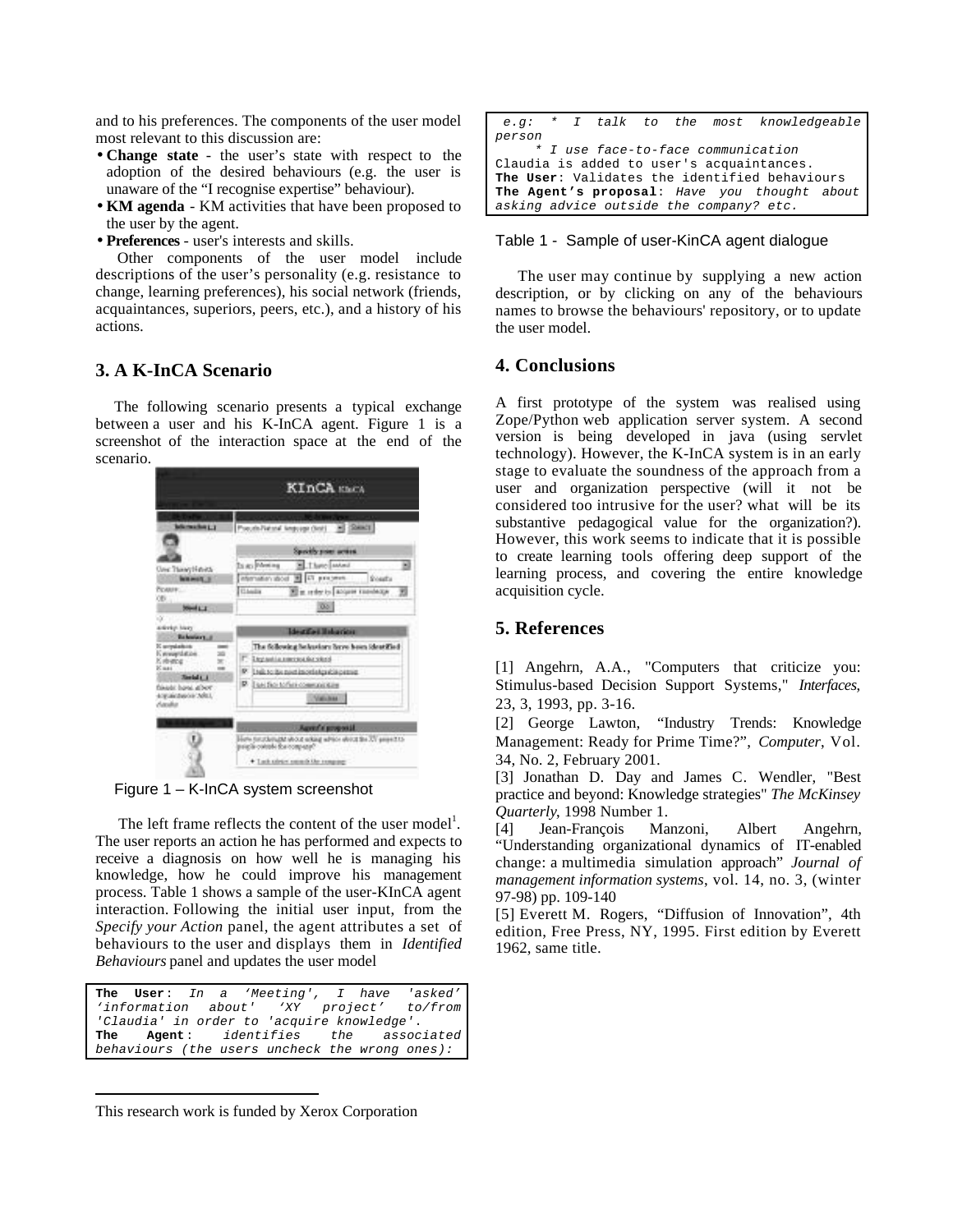and to his preferences. The components of the user model most relevant to this discussion are:

- **Change state** - the user's state with respect to the adoption of the desired behaviours (e.g. the user is unaware of the "I recognise expertise" behaviour).
- **KM agenda** - KM activities that have been proposed to the user by the agent.
- **Preferences** - user's interests and skills.

Other components of the user model include descriptions of the user's personality (e.g. resistance to change, learning preferences), his social network (friends, acquaintances, superiors, peers, etc.), and a history of his actions.

## 3. A K-InCA Scenario

The following scenario presents a typical exchange between a user and his K-InCA agent. Figure 1 is a screenshot of the interaction space at the end of the scenario.

Figure 1 – K-InCA system screenshot

The left frame reflects the content of the user model[1]. The user reports an action he has performed and expects to receive a diagnosis on how well he is managing his knowledge, how he could improve his management process. Table 1 shows a sample of the user-KInCA agent interaction. Following the initial user input, from the *Specify your Action* panel, the agent attributes a set of behaviours to the user and displays them in *Identified Behaviours* panel and updates the user model

**The User**: *In a 'Meeting', I have 'asked' 'information about' 'XY project' to/from 'Claudia' in order to 'acquire knowledge'.*
**The Agent**: *identifies the associated behaviours (the users uncheck the wrong ones):*
*e.g: * I talk to the most knowledgeable person*
*\* I use face-to-face communication*
Claudia is added to user's acquaintances.
**The User**: Validates the identified behaviours
**The Agent's proposal**: *Have you thought about asking advice outside the company? etc.*

Table 1 - Sample of user-KinCA agent dialogue

The user may continue by supplying a new action description, or by clicking on any of the behaviours names to browse the behaviours' repository, or to update the user model.

## 4. Conclusions

A first prototype of the system was realised using Zope/Python web application server system. A second version is being developed in java (using servlet technology). However, the K-InCA system is in an early stage to evaluate the soundness of the approach from a user and organization perspective (will it not be considered too intrusive for the user? what will be its substantive pedagogical value for the organization?). However, this work seems to indicate that it is possible to create learning tools offering deep support of the learning process, and covering the entire knowledge acquisition cycle.

## 5. References

[1] Angehrn, A.A., "Computers that criticize you: Stimulus-based Decision Support Systems," *Interfaces*, 23, 3, 1993, pp. 3-16.

[2] George Lawton, "Industry Trends: Knowledge Management: Ready for Prime Time?", *Computer*, Vol. 34, No. 2, February 2001.

[3] Jonathan D. Day and James C. Wendler, "Best practice and beyond: Knowledge strategies" *The McKinsey Quarterly*, 1998 Number 1.

[4] Jean-François Manzoni, Albert Angehrn, "Understanding organizational dynamics of IT-enabled change: a multimedia simulation approach" *Journal of management information systems*, vol. 14, no. 3, (winter 97-98) pp. 109-140

[5] Everett M. Rogers, "Diffusion of Innovation", 4th edition, Free Press, NY, 1995. First edition by Everett 1962, same title.

[1] This research work is funded by Xerox Corporation